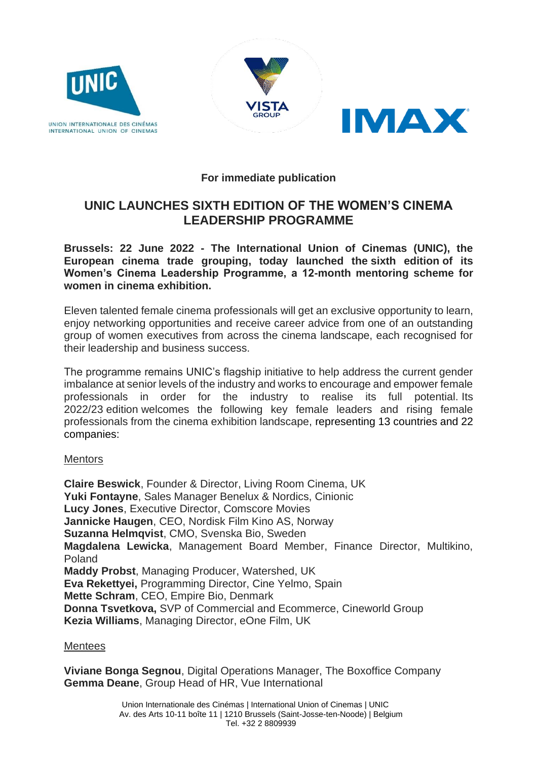**For immediate publication**

# UNIC LAUNCHES SIXTH EDITION OF THE WOMEN'S CINEMA LEADERSHIP PROGRAMME

**Brussels: 22 June 2022 - The International Union of Cinemas (UNIC), the European cinema trade grouping, today launched the sixth edition of its Women's Cinema Leadership Programme, a 12-month mentoring scheme for women in cinema exhibition.**

Eleven talented female cinema professionals will get an exclusive opportunity to learn, enjoy networking opportunities and receive career advice from one of an outstanding group of women executives from across the cinema landscape, each recognised for their leadership and business success.

The programme remains UNIC's flagship initiative to help address the current gender imbalance at senior levels of the industry and works to encourage and empower female professionals in order for the industry to realise its full potential. Its 2022/23 edition welcomes the following key female leaders and rising female professionals from the cinema exhibition landscape, representing 13 countries and 22 companies:

Mentors

**Claire Beswick**, Founder & Director, Living Room Cinema, UK
**Yuki Fontayne**, Sales Manager Benelux & Nordics, Cinionic
**Lucy Jones**, Executive Director, Comscore Movies
**Jannicke Haugen**, CEO, Nordisk Film Kino AS, Norway
**Suzanna Helmqvist**, CMO, Svenska Bio, Sweden
**Magdalena Lewicka**, Management Board Member, Finance Director, Multikino, Poland
**Maddy Probst**, Managing Producer, Watershed, UK
**Eva Rekettyei,** Programming Director, Cine Yelmo, Spain
**Mette Schram**, CEO, Empire Bio, Denmark
**Donna Tsvetkova,** SVP of Commercial and Ecommerce, Cineworld Group
**Kezia Williams**, Managing Director, eOne Film, UK

Mentees

**Viviane Bonga Segnou**, Digital Operations Manager, The Boxoffice Company
**Gemma Deane**, Group Head of HR, Vue International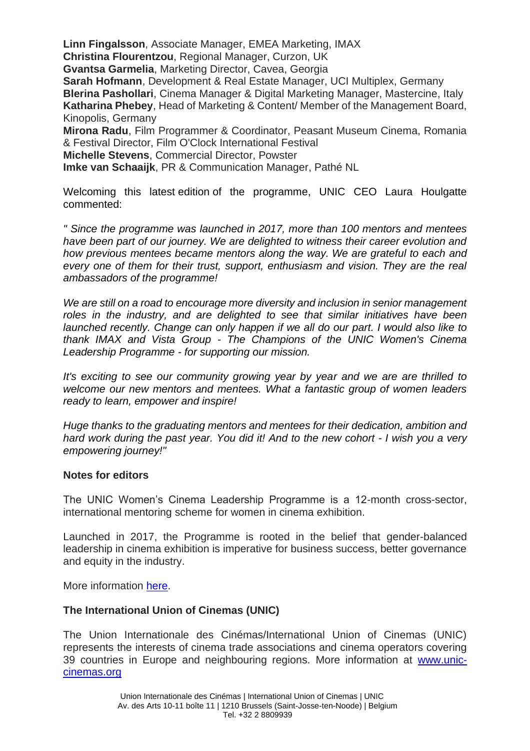**Linn Fingalsson**, Associate Manager, EMEA Marketing, IMAX
**Christina Flourentzou**, Regional Manager, Curzon, UK
**Gvantsa Garmelia**, Marketing Director, Cavea, Georgia
**Sarah Hofmann**, Development & Real Estate Manager, UCI Multiplex, Germany
**Blerina Pashollari**, Cinema Manager & Digital Marketing Manager, Mastercine, Italy
**Katharina Phebey**, Head of Marketing & Content/ Member of the Management Board, Kinopolis, Germany
**Mirona Radu**, Film Programmer & Coordinator, Peasant Museum Cinema, Romania & Festival Director, Film O'Clock International Festival
**Michelle Stevens**, Commercial Director, Powster
**Imke van Schaaijk**, PR & Communication Manager, Pathé NL

Welcoming this latest edition of the programme, UNIC CEO Laura Houlgatte commented:

*" Since the programme was launched in 2017, more than 100 mentors and mentees have been part of our journey. We are delighted to witness their career evolution and how previous mentees became mentors along the way. We are grateful to each and every one of them for their trust, support, enthusiasm and vision. They are the real ambassadors of the programme!*

*We are still on a road to encourage more diversity and inclusion in senior management roles in the industry, and are delighted to see that similar initiatives have been launched recently. Change can only happen if we all do our part. I would also like to thank IMAX and Vista Group - The Champions of the UNIC Women's Cinema Leadership Programme - for supporting our mission.*

*It's exciting to see our community growing year by year and we are are thrilled to welcome our new mentors and mentees. What a fantastic group of women leaders ready to learn, empower and inspire!*

*Huge thanks to the graduating mentors and mentees for their dedication, ambition and hard work during the past year. You did it! And to the new cohort - I wish you a very empowering journey!"*

**Notes for editors**

The UNIC Women's Cinema Leadership Programme is a 12-month cross-sector, international mentoring scheme for women in cinema exhibition.

Launched in 2017, the Programme is rooted in the belief that gender-balanced leadership in cinema exhibition is imperative for business success, better governance and equity in the industry.

More information here.

**The International Union of Cinemas (UNIC)**

The Union Internationale des Cinémas/International Union of Cinemas (UNIC) represents the interests of cinema trade associations and cinema operators covering 39 countries in Europe and neighbouring regions. More information at www.unic-cinemas.org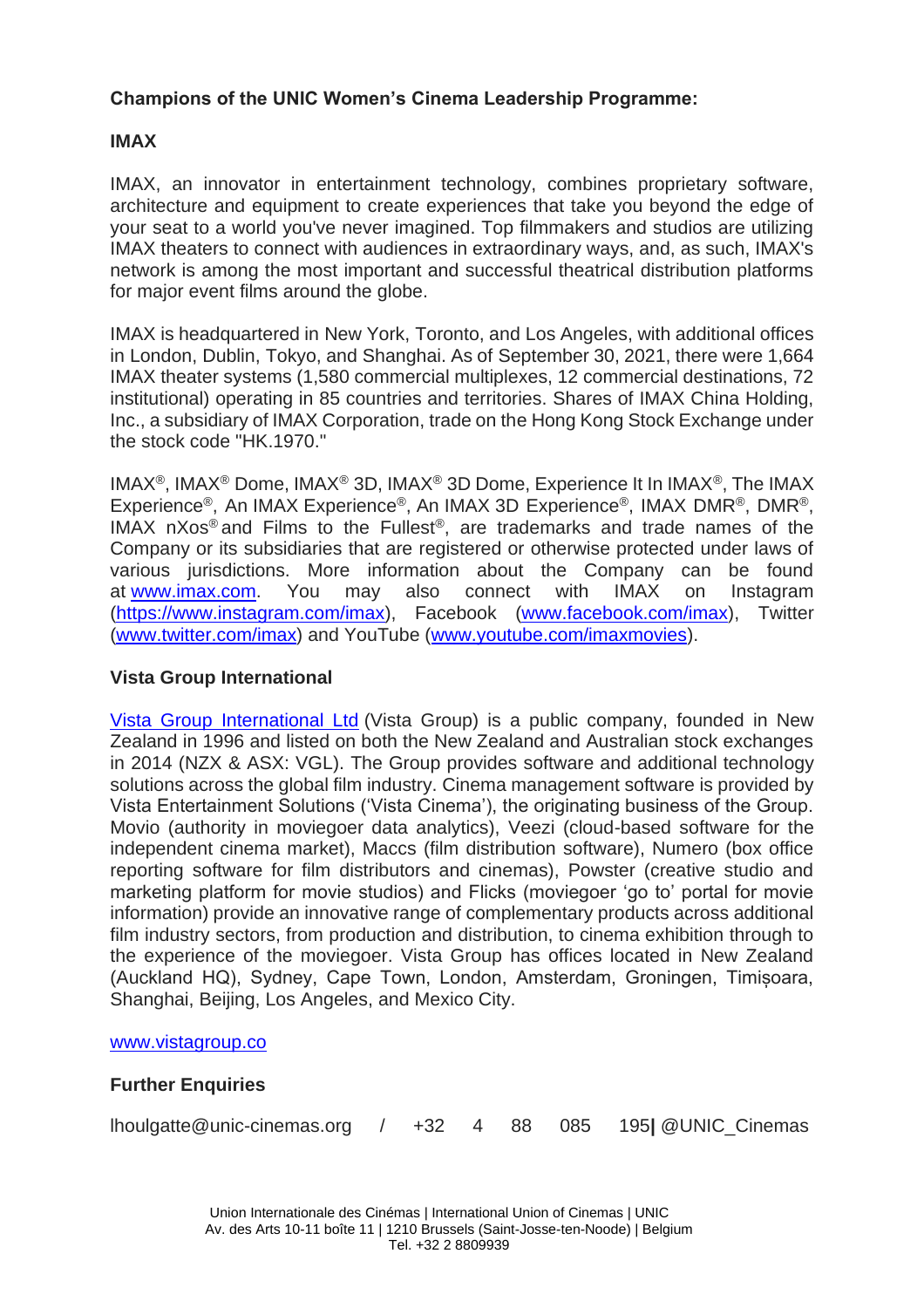**Champions of the UNIC Women's Cinema Leadership Programme:**

**IMAX**

IMAX, an innovator in entertainment technology, combines proprietary software, architecture and equipment to create experiences that take you beyond the edge of your seat to a world you've never imagined. Top filmmakers and studios are utilizing IMAX theaters to connect with audiences in extraordinary ways, and, as such, IMAX's network is among the most important and successful theatrical distribution platforms for major event films around the globe.

IMAX is headquartered in New York, Toronto, and Los Angeles, with additional offices in London, Dublin, Tokyo, and Shanghai. As of September 30, 2021, there were 1,664 IMAX theater systems (1,580 commercial multiplexes, 12 commercial destinations, 72 institutional) operating in 85 countries and territories. Shares of IMAX China Holding, Inc., a subsidiary of IMAX Corporation, trade on the Hong Kong Stock Exchange under the stock code "HK.1970."

IMAX®, IMAX® Dome, IMAX® 3D, IMAX® 3D Dome, Experience It In IMAX®, The IMAX Experience®, An IMAX Experience®, An IMAX 3D Experience®, IMAX DMR®, DMR®, IMAX nXos® and Films to the Fullest®, are trademarks and trade names of the Company or its subsidiaries that are registered or otherwise protected under laws of various jurisdictions. More information about the Company can be found at www.imax.com. You may also connect with IMAX on Instagram (https://www.instagram.com/imax), Facebook (www.facebook.com/imax), Twitter (www.twitter.com/imax) and YouTube (www.youtube.com/imaxmovies).

**Vista Group International**

Vista Group International Ltd (Vista Group) is a public company, founded in New Zealand in 1996 and listed on both the New Zealand and Australian stock exchanges in 2014 (NZX & ASX: VGL). The Group provides software and additional technology solutions across the global film industry. Cinema management software is provided by Vista Entertainment Solutions ('Vista Cinema'), the originating business of the Group. Movio (authority in moviegoer data analytics), Veezi (cloud-based software for the independent cinema market), Maccs (film distribution software), Numero (box office reporting software for film distributors and cinemas), Powster (creative studio and marketing platform for movie studios) and Flicks (moviegoer 'go to' portal for movie information) provide an innovative range of complementary products across additional film industry sectors, from production and distribution, to cinema exhibition through to the experience of the moviegoer. Vista Group has offices located in New Zealand (Auckland HQ), Sydney, Cape Town, London, Amsterdam, Groningen, Timișoara, Shanghai, Beijing, Los Angeles, and Mexico City.

www.vistagroup.co

**Further Enquiries**

lhoulgatte@unic-cinemas.org / +32 4 88 085 195 **|** @UNIC_Cinemas

Union Internationale des Cinémas | International Union of Cinemas | UNIC
Av. des Arts 10-11 boîte 11 | 1210 Brussels (Saint-Josse-ten-Noode) | Belgium
Tel. +32 2 8809939